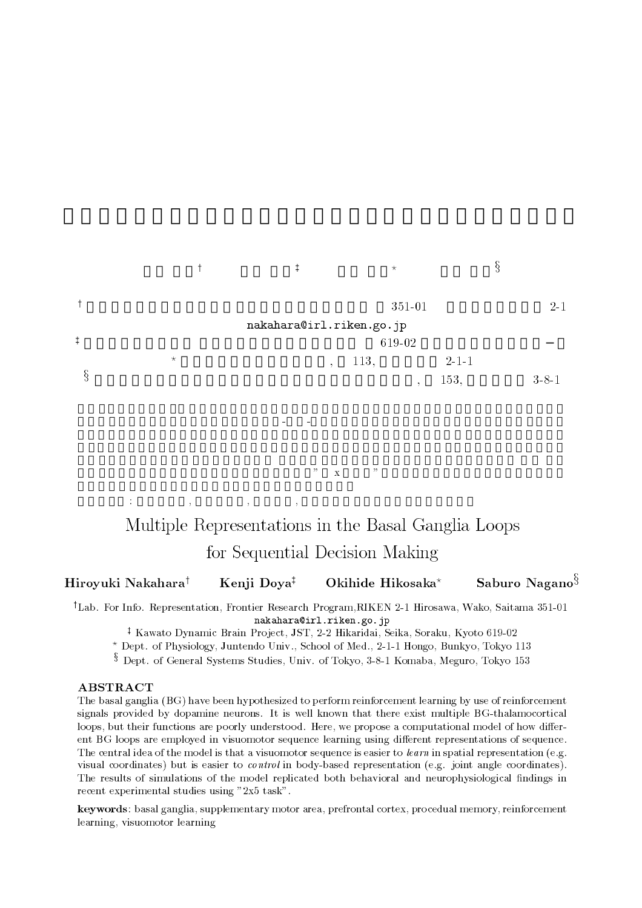# Multiple Representations in the Basal Ganglia Loops for Sequential Decision Making

**Hiroyuki Nakahara**[†] **Kenji Doya**[‡] **Okihide Hikosaka**[*] **Saburo Nagano**[§]

[†]Lab. For Info. Representation, Frontier Research Program, RIKEN 2-1 Hirosawa, Wako, Saitama 351-01
`nakahara@irl.riken.go.jp`

[‡] Kawato Dynamic Brain Project, JST, 2-2 Hikaridai, Seika, Soraku, Kyoto 619-02

[*] Dept. of Physiology, Juntendo Univ., School of Med., 2-1-1 Hongo, Bunkyo, Tokyo 113

[§] Dept. of General Systems Studies, Univ. of Tokyo, 3-8-1 Komaba, Meguro, Tokyo 153

## ABSTRACT

The basal ganglia (BG) have been hypothesized to perform reinforcement learning by use of reinforcement signals provided by dopamine neurons. It is well known that there exist multiple BG-thalamocortical loops, but their functions are poorly understood. Here, we propose a computational model of how different BG loops are employed in visuomotor sequence learning using different representations of sequence. The central idea of the model is that a visuomotor sequence is easier to *learn* in spatial representation (e.g. visual coordinates) but is easier to *control* in body-based representation (e.g. joint angle coordinates). The results of simulations of the model replicated both behavioral and neurophysiological findings in recent experimental studies using "2x5 task".

**keywords**: basal ganglia, supplementary motor area, prefrontal cortex, procedual memory, reinforcement learning, visuomotor learning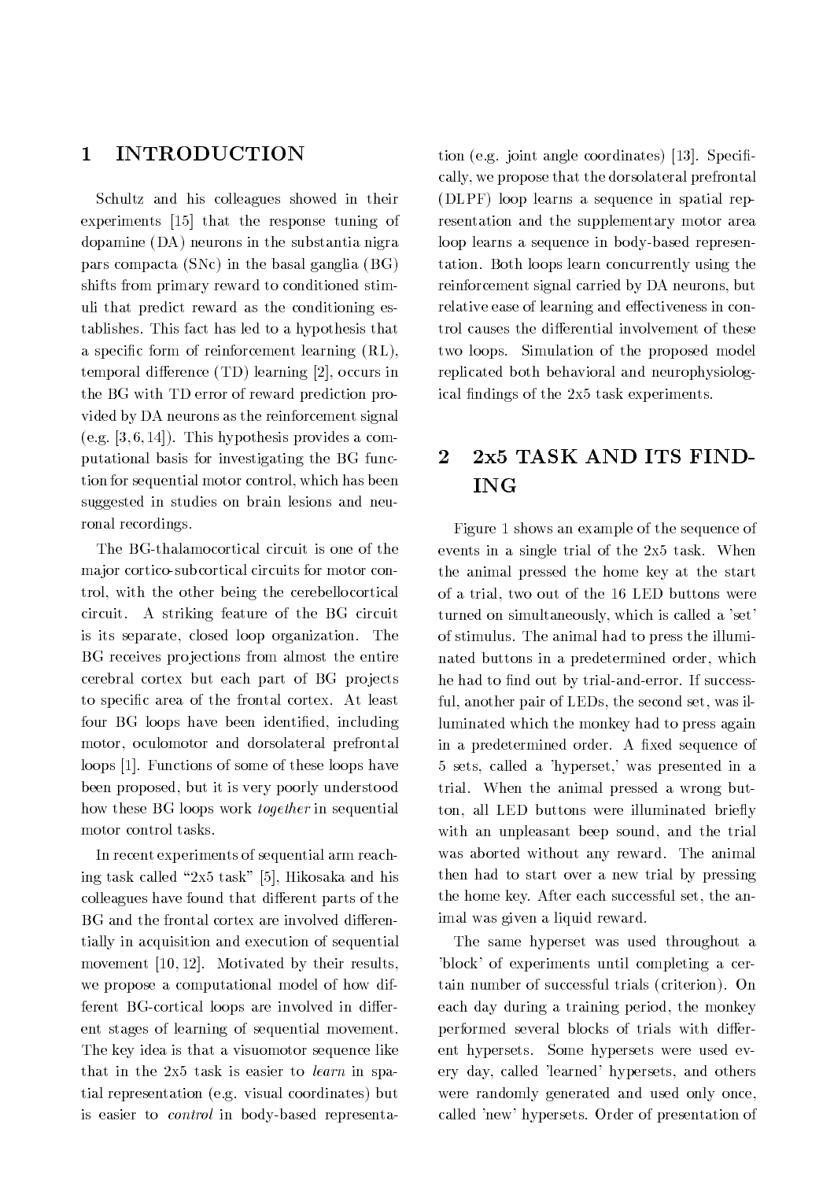# 1 INTRODUCTION

Schultz and his colleagues showed in their experiments [15] that the response tuning of dopamine (DA) neurons in the substantia nigra pars compacta (SNc) in the basal ganglia (BG) shifts from primary reward to conditioned stimuli that predict reward as the conditioning establishes. This fact has led to a hypothesis that a specific form of reinforcement learning (RL), temporal difference (TD) learning [2], occurs in the BG with TD error of reward prediction provided by DA neurons as the reinforcement signal (e.g. [3, 6, 14]). This hypothesis provides a computational basis for investigating the BG function for sequential motor control, which has been suggested in studies on brain lesions and neuronal recordings.

The BG-thalamocortical circuit is one of the major cortico-subcortical circuits for motor control, with the other being the cerebellocortical circuit. A striking feature of the BG circuit is its separate, closed loop organization. The BG receives projections from almost the entire cerebral cortex but each part of BG projects to specific area of the frontal cortex. At least four BG loops have been identified, including motor, oculomotor and dorsolateral prefrontal loops [1]. Functions of some of these loops have been proposed, but it is very poorly understood how these BG loops work *together* in sequential motor control tasks.

In recent experiments of sequential arm reaching task called "2x5 task" [5], Hikosaka and his colleagues have found that different parts of the BG and the frontal cortex are involved differentially in acquisition and execution of sequential movement [10, 12]. Motivated by their results, we propose a computational model of how different BG-cortical loops are involved in different stages of learning of sequential movement. The key idea is that a visuomotor sequence like that in the 2x5 task is easier to *learn* in spatial representation (e.g. visual coordinates) but is easier to *control* in body-based representation (e.g. joint angle coordinates) [13]. Specifically, we propose that the dorsolateral prefrontal (DLPF) loop learns a sequence in spatial representation and the supplementary motor area loop learns a sequence in body-based representation. Both loops learn concurrently using the reinforcement signal carried by DA neurons, but relative ease of learning and effectiveness in control causes the differential involvement of these two loops. Simulation of the proposed model replicated both behavioral and neurophysiological findings of the 2x5 task experiments.

# 2 2x5 TASK AND ITS FINDING

Figure 1 shows an example of the sequence of events in a single trial of the 2x5 task. When the animal pressed the home key at the start of a trial, two out of the 16 LED buttons were turned on simultaneously, which is called a 'set' of stimulus. The animal had to press the illuminated buttons in a predetermined order, which he had to find out by trial-and-error. If successful, another pair of LEDs, the second set, was illuminated which the monkey had to press again in a predetermined order. A fixed sequence of 5 sets, called a 'hyperset,' was presented in a trial. When the animal pressed a wrong button, all LED buttons were illuminated briefly with an unpleasant beep sound, and the trial was aborted without any reward. The animal then had to start over a new trial by pressing the home key. After each successful set, the animal was given a liquid reward.

The same hyperset was used throughout a 'block' of experiments until completing a certain number of successful trials (criterion). On each day during a training period, the monkey performed several blocks of trials with different hypersets. Some hypersets were used every day, called 'learned' hypersets, and others were randomly generated and used only once, called 'new' hypersets. Order of presentation of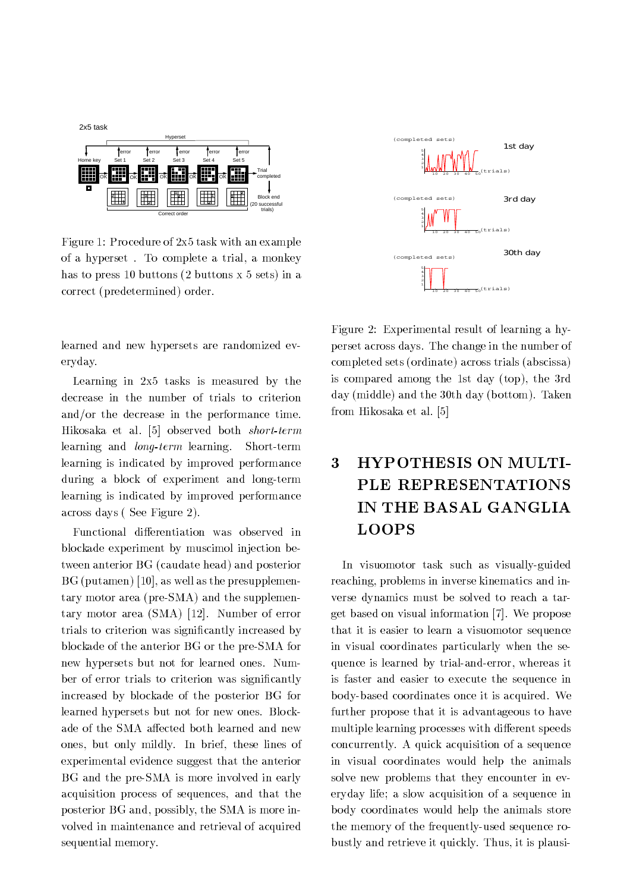Figure 1: Procedure of 2x5 task with an example of a hyperset . To complete a trial, a monkey has to press 10 buttons (2 buttons x 5 sets) in a correct (predetermined) order.

learned and new hypersets are randomized everyday.

Learning in 2x5 tasks is measured by the decrease in the number of trials to criterion and/or the decrease in the performance time. Hikosaka et al. [5] observed both *short-term* learning and *long-term* learning. Short-term learning is indicated by improved performance during a block of experiment and long-term learning is indicated by improved performance across days ( See Figure 2).

Functional differentiation was observed in blockade experiment by muscimol injection between anterior BG (caudate head) and posterior BG (putamen) [10], as well as the presupplementary motor area (pre-SMA) and the supplementary motor area (SMA) [12]. Number of error trials to criterion was significantly increased by blockade of the anterior BG or the pre-SMA for new hypersets but not for learned ones. Number of error trials to criterion was significantly increased by blockade of the posterior BG for learned hypersets but not for new ones. Blockade of the SMA affected both learned and new ones, but only mildly. In brief, these lines of experimental evidence suggest that the anterior BG and the pre-SMA is more involved in early acquisition process of sequences, and that the posterior BG and, possibly, the SMA is more involved in maintenance and retrieval of acquired sequential memory.

Figure 2: Experimental result of learning a hyperset across days. The change in the number of completed sets (ordinate) across trials (abscissa) is compared among the 1st day (top), the 3rd day (middle) and the 30th day (bottom). Taken from Hikosaka et al. [5]

# 3 HYPOTHESIS ON MULTIPLE REPRESENTATIONS IN THE BASAL GANGLIA LOOPS

In visuomotor task such as visually-guided reaching, problems in inverse kinematics and inverse dynamics must be solved to reach a target based on visual information [7]. We propose that it is easier to learn a visuomotor sequence in visual coordinates particularly when the sequence is learned by trial-and-error, whereas it is faster and easier to execute the sequence in body-based coordinates once it is acquired. We further propose that it is advantageous to have multiple learning processes with different speeds concurrently. A quick acquisition of a sequence in visual coordinates would help the animals solve new problems that they encounter in everyday life; a slow acquisition of a sequence in body coordinates would help the animals store the memory of the frequently-used sequence robustly and retrieve it quickly. Thus, it is plausi-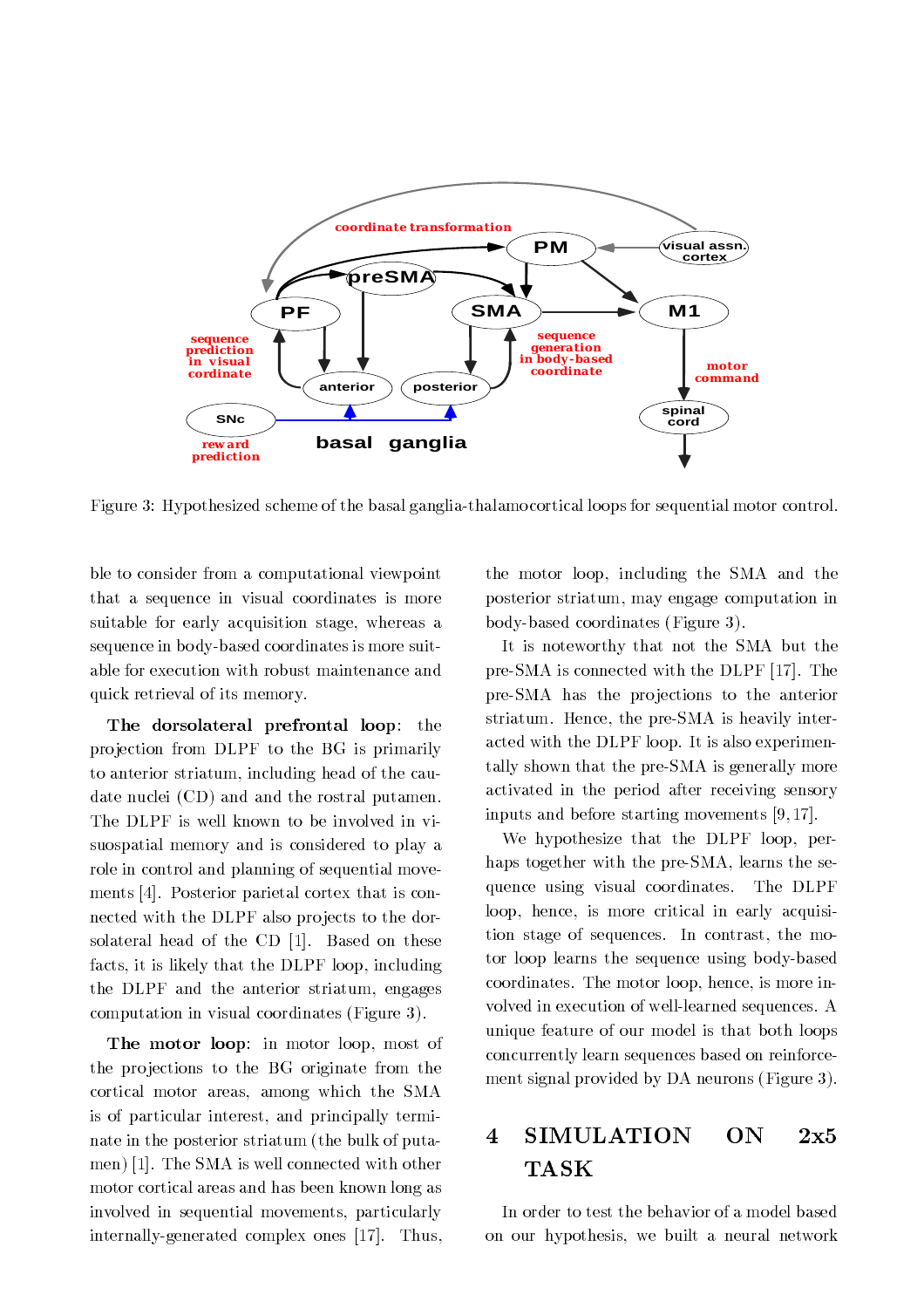Figure 3: Hypothesized scheme of the basal ganglia-thalamocortical loops for sequential motor control.

ble to consider from a computational viewpoint that a sequence in visual coordinates is more suitable for early acquisition stage, whereas a sequence in body-based coordinates is more suitable for execution with robust maintenance and quick retrieval of its memory.

**The dorsolateral prefrontal loop**: the projection from DLPF to the BG is primarily to anterior striatum, including head of the caudate nuclei (CD) and and the rostral putamen. The DLPF is well known to be involved in visuospatial memory and is considered to play a role in control and planning of sequential movements [4]. Posterior parietal cortex that is connected with the DLPF also projects to the dorsolateral head of the CD [1]. Based on these facts, it is likely that the DLPF loop, including the DLPF and the anterior striatum, engages computation in visual coordinates (Figure 3).

**The motor loop**: in motor loop, most of the projections to the BG originate from the cortical motor areas, among which the SMA is of particular interest, and principally terminate in the posterior striatum (the bulk of putamen) [1]. The SMA is well connected with other motor cortical areas and has been known long as involved in sequential movements, particularly internally-generated complex ones [17]. Thus, the motor loop, including the SMA and the posterior striatum, may engage computation in body-based coordinates (Figure 3).

It is noteworthy that not the SMA but the pre-SMA is connected with the DLPF [17]. The pre-SMA has the projections to the anterior striatum. Hence, the pre-SMA is heavily interacted with the DLPF loop. It is also experimentally shown that the pre-SMA is generally more activated in the period after receiving sensory inputs and before starting movements [9, 17].

We hypothesize that the DLPF loop, perhaps together with the pre-SMA, learns the sequence using visual coordinates. The DLPF loop, hence, is more critical in early acquisition stage of sequences. In contrast, the motor loop learns the sequence using body-based coordinates. The motor loop, hence, is more involved in execution of well-learned sequences. A unique feature of our model is that both loops concurrently learn sequences based on reinforcement signal provided by DA neurons (Figure 3).

## 4 SIMULATION ON 2x5 TASK

In order to test the behavior of a model based on our hypothesis, we built a neural network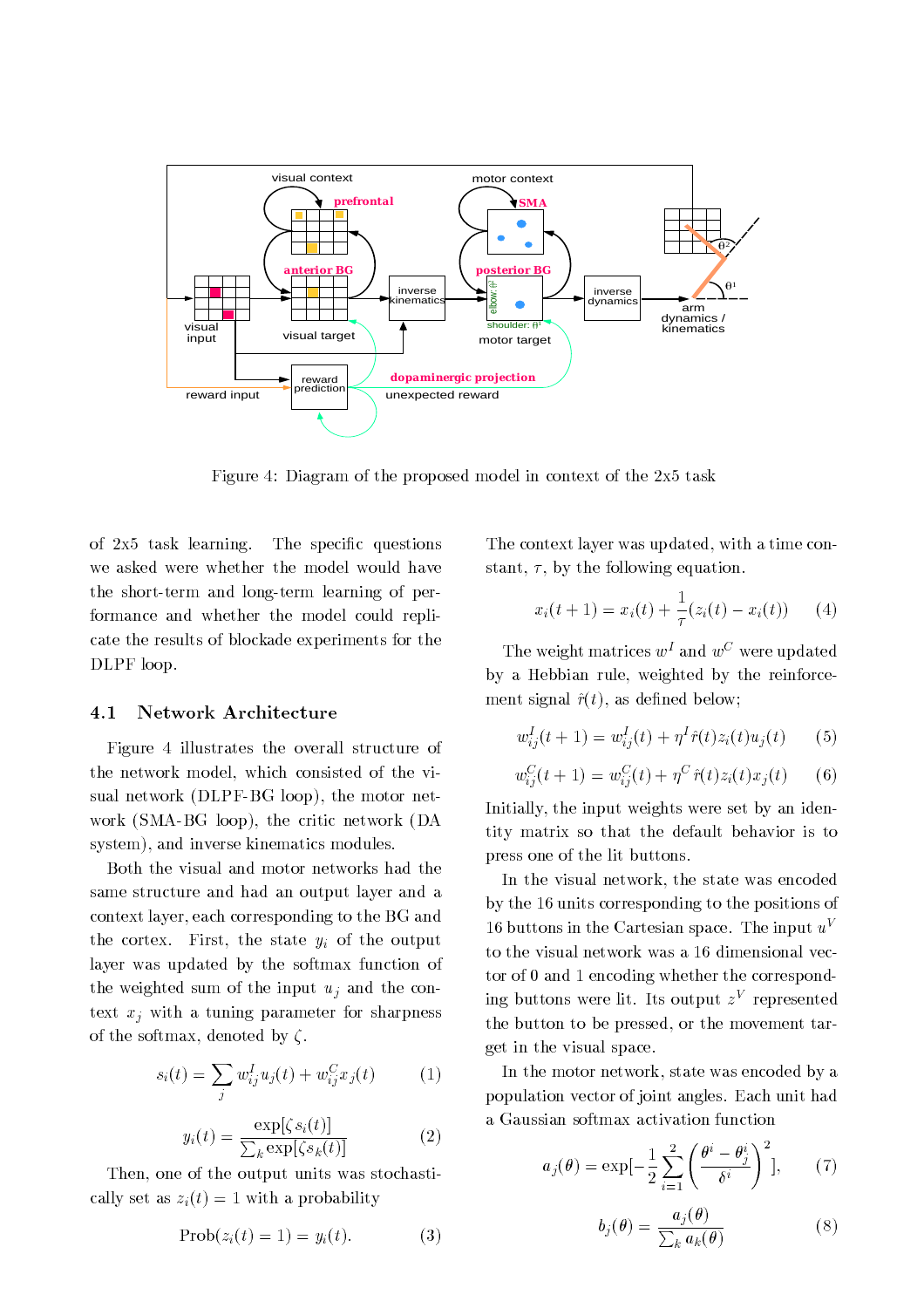Figure 4: Diagram of the proposed model in context of the 2x5 task

of 2x5 task learning. The specific questions we asked were whether the model would have the short-term and long-term learning of performance and whether the model could replicate the results of blockade experiments for the DLPF loop.

### 4.1 Network Architecture

Figure 4 illustrates the overall structure of the network model, which consisted of the visual network (DLPF-BG loop), the motor network (SMA-BG loop), the critic network (DA system), and inverse kinematics modules.

Both the visual and motor networks had the same structure and had an output layer and a context layer, each corresponding to the BG and the cortex. First, the state $y_i$ of the output layer was updated by the softmax function of the weighted sum of the input $u_j$ and the context $x_j$ with a tuning parameter for sharpness of the softmax, denoted by $\zeta$.

$$s_i(t) = \sum_j w^I_{ij} u_j(t) + w^C_{ij} x_j(t) \qquad (1)$$

$$y_i(t) = \frac{\exp[\zeta s_i(t)]}{\sum_k \exp[\zeta s_k(t)]} \qquad (2)$$

Then, one of the output units was stochastically set as $z_i(t) = 1$ with a probability

$$\mathrm{Prob}(z_i(t) = 1) = y_i(t). \qquad (3)$$

The context layer was updated, with a time constant, $\tau$, by the following equation.

$$x_i(t+1) = x_i(t) + \frac{1}{\tau}(z_i(t) - x_i(t)) \qquad (4)$$

The weight matrices $w^I$ and $w^C$ were updated by a Hebbian rule, weighted by the reinforcement signal $\hat{r}(t)$, as defined below;

$$w^I_{ij}(t+1) = w^I_{ij}(t) + \eta^I \hat{r}(t) z_i(t) u_j(t) \qquad (5)$$

$$w^C_{ij}(t+1) = w^C_{ij}(t) + \eta^C \hat{r}(t) z_i(t) x_j(t) \qquad (6)$$

Initially, the input weights were set by an identity matrix so that the default behavior is to press one of the lit buttons.

In the visual network, the state was encoded by the 16 units corresponding to the positions of 16 buttons in the Cartesian space. The input $u^V$ to the visual network was a 16 dimensional vector of 0 and 1 encoding whether the corresponding buttons were lit. Its output $z^V$ represented the button to be pressed, or the movement target in the visual space.

In the motor network, state was encoded by a population vector of joint angles. Each unit had a Gaussian softmax activation function

$$a_j(\theta) = \exp[-\frac{1}{2} \sum_{i=1}^{2} \left( \frac{\theta^i - \theta^i_j}{\delta^i} \right)^2], \qquad (7)$$

$$b_j(\theta) = \frac{a_j(\theta)}{\sum_k a_k(\theta)} \qquad (8)$$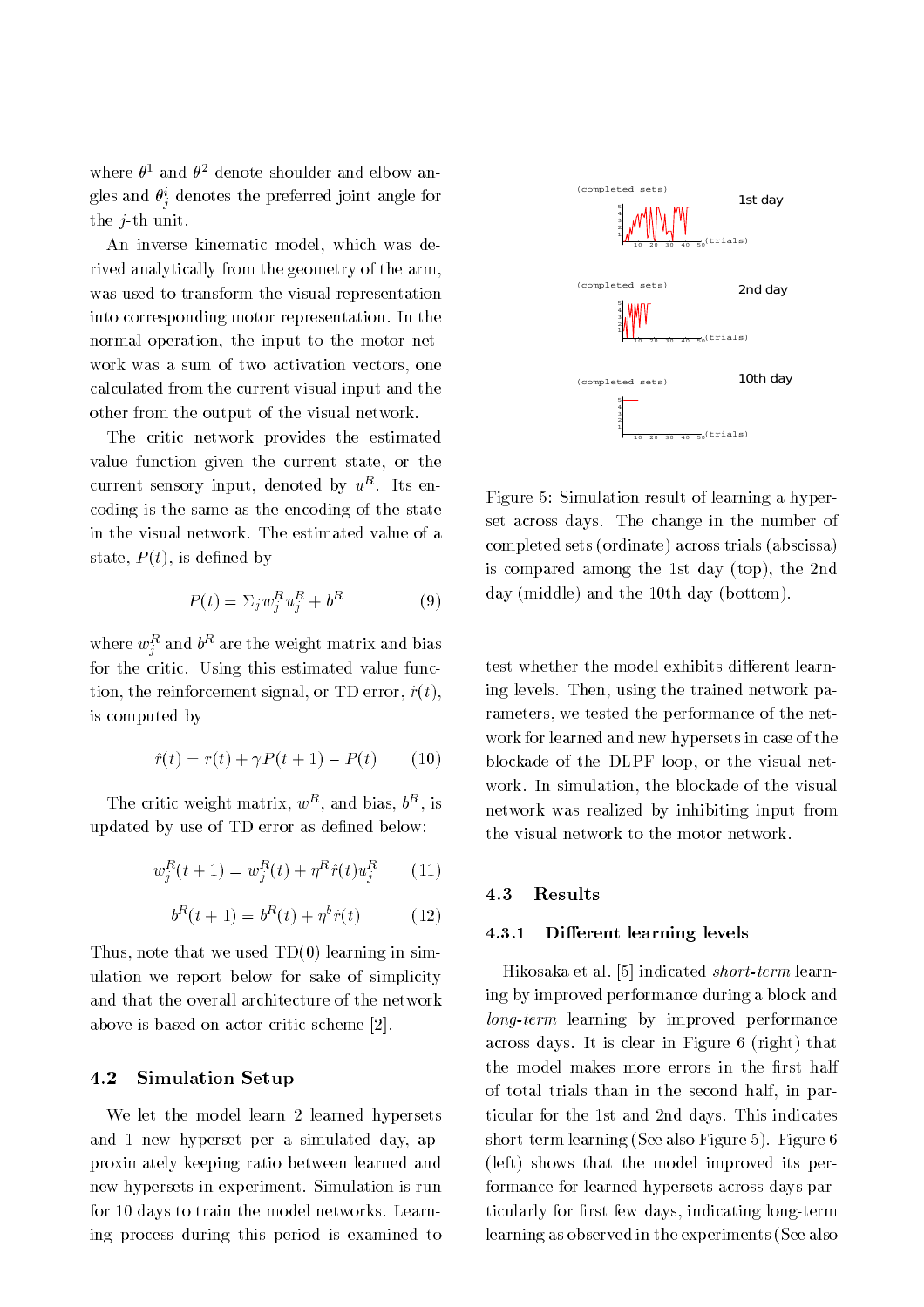where $\theta^1$ and $\theta^2$ denote shoulder and elbow angles and $\theta_j^i$ denotes the preferred joint angle for the $j$-th unit.

An inverse kinematic model, which was derived analytically from the geometry of the arm, was used to transform the visual representation into corresponding motor representation. In the normal operation, the input to the motor network was a sum of two activation vectors, one calculated from the current visual input and the other from the output of the visual network.

The critic network provides the estimated value function given the current state, or the current sensory input, denoted by $u^R$. Its encoding is the same as the encoding of the state in the visual network. The estimated value of a state, $P(t)$, is defined by

$$P(t) = \Sigma_j w_j^R u_j^R + b^R \tag{9}$$

where $w_j^R$ and $b^R$ are the weight matrix and bias for the critic. Using this estimated value function, the reinforcement signal, or TD error, $\hat{r}(t)$, is computed by

$$\hat{r}(t) = r(t) + \gamma P(t+1) - P(t) \tag{10}$$

The critic weight matrix, $w^R$, and bias, $b^R$, is updated by use of TD error as defined below:

$$w_j^R(t+1) = w_j^R(t) + \eta^R \hat{r}(t) u_j^R \tag{11}$$

$$b^R(t+1) = b^R(t) + \eta^b \hat{r}(t) \tag{12}$$

Thus, note that we used TD(0) learning in simulation we report below for sake of simplicity and that the overall architecture of the network above is based on actor-critic scheme [2].

## 4.2 Simulation Setup

We let the model learn 2 learned hypersets and 1 new hyperset per a simulated day, approximately keeping ratio between learned and new hypersets in experiment. Simulation is run for 10 days to train the model networks. Learning process during this period is examined to test whether the model exhibits different learning levels. Then, using the trained network parameters, we tested the performance of the network for learned and new hypersets in case of the blockade of the DLPF loop, or the visual network. In simulation, the blockade of the visual network was realized by inhibiting input from the visual network to the motor network.

Figure 5: Simulation result of learning a hyperset across days. The change in the number of completed sets (ordinate) across trials (abscissa) is compared among the 1st day (top), the 2nd day (middle) and the 10th day (bottom).

## 4.3 Results

### 4.3.1 Different learning levels

Hikosaka et al. [5] indicated *short-term* learning by improved performance during a block and *long-term* learning by improved performance across days. It is clear in Figure 6 (right) that the model makes more errors in the first half of total trials than in the second half, in particular for the 1st and 2nd days. This indicates short-term learning (See also Figure 5). Figure 6 (left) shows that the model improved its performance for learned hypersets across days particularly for first few days, indicating long-term learning as observed in the experiments (See also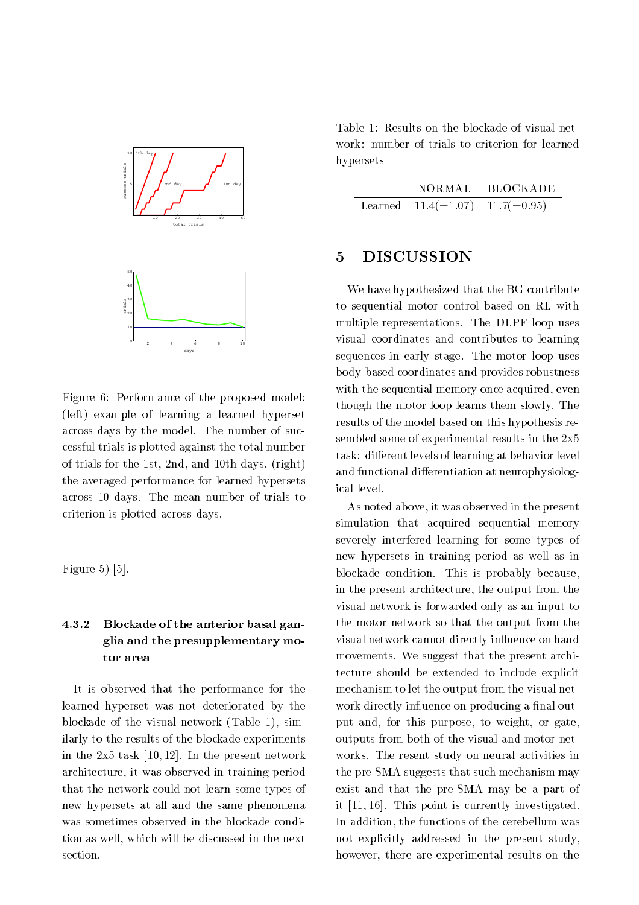Figure 6: Performance of the proposed model: (left) example of learning a learned hyperset across days by the model. The number of successful trials is plotted against the total number of trials for the 1st, 2nd, and 10th days. (right) the averaged performance for learned hypersets across 10 days. The mean number of trials to criterion is plotted across days.

Figure 5) [5].

### 4.3.2 Blockade of the anterior basal ganglia and the presupplementary motor area

It is observed that the performance for the learned hyperset was not deteriorated by the blockade of the visual network (Table 1), similarly to the results of the blockade experiments in the 2x5 task [10, 12]. In the present network architecture, it was observed in training period that the network could not learn some types of new hypersets at all and the same phenomena was sometimes observed in the blockade condition as well, which will be discussed in the next section.

Table 1: Results on the blockade of visual network: number of trials to criterion for learned hypersets

| | NORMAL | BLOCKADE |
|---|---|---|
| Learned | 11.4($\pm$1.07) | 11.7($\pm$0.95) |

## 5 DISCUSSION

We have hypothesized that the BG contribute to sequential motor control based on RL with multiple representations. The DLPF loop uses visual coordinates and contributes to learning sequences in early stage. The motor loop uses body-based coordinates and provides robustness with the sequential memory once acquired, even though the motor loop learns them slowly. The results of the model based on this hypothesis resembled some of experimental results in the 2x5 task: different levels of learning at behavior level and functional differentiation at neurophysiological level.

As noted above, it was observed in the present simulation that acquired sequential memory severely interfered learning for some types of new hypersets in training period as well as in blockade condition. This is probably because, in the present architecture, the output from the visual network is forwarded only as an input to the motor network so that the output from the visual network cannot directly influence on hand movements. We suggest that the present architecture should be extended to include explicit mechanism to let the output from the visual network directly influence on producing a final output and, for this purpose, to weight, or gate, outputs from both of the visual and motor networks. The resent study on neural activities in the pre-SMA suggests that such mechanism may exist and that the pre-SMA may be a part of it [11, 16]. This point is currently investigated. In addition, the functions of the cerebellum was not explicitly addressed in the present study, however, there are experimental results on the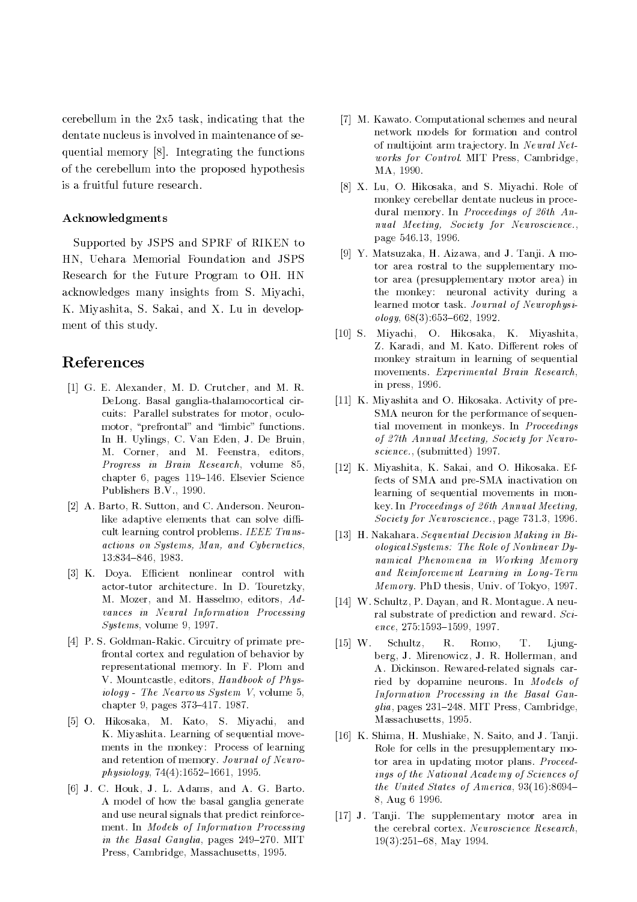cerebellum in the 2x5 task, indicating that the dentate nucleus is involved in maintenance of sequential memory [8]. Integrating the functions of the cerebellum into the proposed hypothesis is a fruitful future research.

### Acknowledgments

Supported by JSPS and SPRF of RIKEN to HN, Uehara Memorial Foundation and JSPS Research for the Future Program to OH. HN acknowledges many insights from S. Miyachi, K. Miyashita, S. Sakai, and X. Lu in development of this study.

## References

[1] G. E. Alexander, M. D. Crutcher, and M. R. DeLong. Basal ganglia-thalamocortical circuits: Parallel substrates for motor, oculomotor, "prefrontal" and "limbic" functions. In H. Uylings, C. Van Eden, J. De Bruin, M. Corner, and M. Feenstra, editors, *Progress in Brain Research*, volume 85, chapter 6, pages 119–146. Elsevier Science Publishers B.V., 1990.

[2] A. Barto, R. Sutton, and C. Anderson. Neuronlike adaptive elements that can solve difficult learning control problems. *IEEE Transactions on Systems, Man, and Cybernetics*, 13:834–846, 1983.

[3] K. Doya. Efficient nonlinear control with actor-tutor architecture. In D. Touretzky, M. Mozer, and M. Hasselmo, editors, *Advances in Neural Information Processing Systems*, volume 9, 1997.

[4] P. S. Goldman-Rakic. Circuitry of primate prefrontal cortex and regulation of behavior by representational memory. In F. Plom and V. Mountcastle, editors, *Handbook of Physiology - The Nearvous System V*, volume 5, chapter 9, pages 373–417. 1987.

[5] O. Hikosaka, M. Kato, S. Miyachi, and K. Miyashita. Learning of sequential movements in the monkey: Process of learning and retention of memory. *Journal of Neurophysiology*, 74(4):1652–1661, 1995.

[6] J. C. Houk, J. L. Adams, and A. G. Barto. A model of how the basal ganglia generate and use neural signals that predict reinforcement. In *Models of Information Processing in the Basal Ganglia*, pages 249–270. MIT Press, Cambridge, Massachusetts, 1995.

[7] M. Kawato. Computational schemes and neural network models for formation and control of multijoint arm trajectory. In *Neural Networks for Control*. MIT Press, Cambridge, MA, 1990.

[8] X. Lu, O. Hikosaka, and S. Miyachi. Role of monkey cerebellar dentate nucleus in procedural memory. In *Proceedings of 26th Annual Meeting, Society for Neuroscience.*, page 546.13, 1996.

[9] Y. Matsuzaka, H. Aizawa, and J. Tanji. A motor area rostral to the supplementary motor area (presupplementary motor area) in the monkey: neuronal activity during a learned motor task. *Journal of Neurophysiology*, 68(3):653–662, 1992.

[10] S. Miyachi, O. Hikosaka, K. Miyashita, Z. Karadi, and M. Kato. Different roles of monkey straitum in learning of sequential movements. *Experimental Brain Research*, in press, 1996.

[11] K. Miyashita and O. Hikosaka. Activity of pre-SMA neuron for the performance of sequential movement in monkeys. In *Proceedings of 27th Annual Meeting, Society for Neuroscience.*, (submitted) 1997.

[12] K. Miyashita, K. Sakai, and O. Hikosaka. Effects of SMA and pre-SMA inactivation on learning of sequential movements in monkey. In *Proceedings of 26th Annual Meeting, Society for Neuroscience.*, page 731.3, 1996.

[13] H. Nakahara. *Sequential Decision Making in Biological Systems: The Role of Nonlinear Dynamical Phenomena in Working Memory and Reinforcement Learning in Long-Term Memory.* PhD thesis, Univ. of Tokyo, 1997.

[14] W. Schultz, P. Dayan, and R. Montague. A neural substrate of prediction and reward. *Science*, 275:1593–1599, 1997.

[15] W. Schultz, R. Romo, T. Ljungberg, J. Mirenowicz, J. R. Hollerman, and A. Dickinson. Rewared-related signals carried by dopamine neurons. In *Models of Information Processing in the Basal Ganglia*, pages 231–248. MIT Press, Cambridge, Massachusetts, 1995.

[16] K. Shima, H. Mushiake, N. Saito, and J. Tanji. Role for cells in the presupplementary motor area in updating motor plans. *Proceedings of the National Academy of Sciences of the United States of America*, 93(16):8694–8, Aug 6 1996.

[17] J. Tanji. The supplementary motor area in the cerebral cortex. *Neuroscience Research*, 19(3):251–68, May 1994.